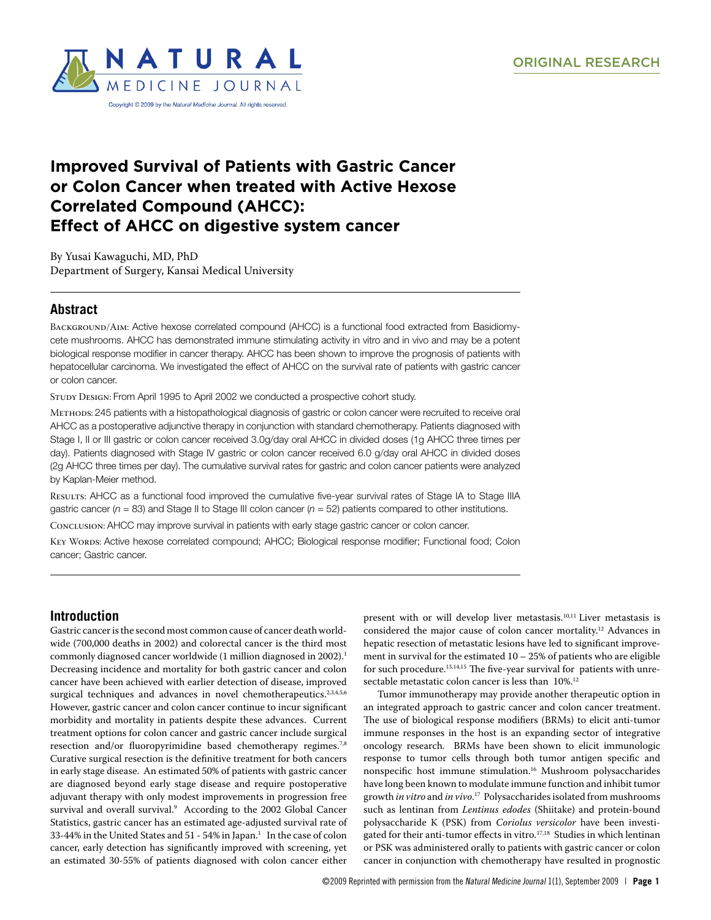ORIGINAL RESEARCH

# Improved Survival of Patients with Gastric Cancer or Colon Cancer when treated with Active Hexose Correlated Compound (AHCC): Effect of AHCC on digestive system cancer

By Yusai Kawaguchi, MD, PhD
Department of Surgery, Kansai Medical University

## Abstract

Background/Aim: Active hexose correlated compound (AHCC) is a functional food extracted from Basidiomycete mushrooms. AHCC has demonstrated immune stimulating activity in vitro and in vivo and may be a potent biological response modifier in cancer therapy. AHCC has been shown to improve the prognosis of patients with hepatocellular carcinoma. We investigated the effect of AHCC on the survival rate of patients with gastric cancer or colon cancer.

Study Design: From April 1995 to April 2002 we conducted a prospective cohort study.

Methods: 245 patients with a histopathological diagnosis of gastric or colon cancer were recruited to receive oral AHCC as a postoperative adjunctive therapy in conjunction with standard chemotherapy. Patients diagnosed with Stage I, II or III gastric or colon cancer received 3.0g/day oral AHCC in divided doses (1g AHCC three times per day). Patients diagnosed with Stage IV gastric or colon cancer received 6.0 g/day oral AHCC in divided doses (2g AHCC three times per day). The cumulative survival rates for gastric and colon cancer patients were analyzed by Kaplan-Meier method.

Results: AHCC as a functional food improved the cumulative five-year survival rates of Stage IA to Stage IIIA gastric cancer (*n* = 83) and Stage II to Stage III colon cancer (*n* = 52) patients compared to other institutions.

Conclusion: AHCC may improve survival in patients with early stage gastric cancer or colon cancer.

Key Words: Active hexose correlated compound; AHCC; Biological response modifier; Functional food; Colon cancer; Gastric cancer.

## Introduction

Gastric cancer is the second most common cause of cancer death worldwide (700,000 deaths in 2002) and colorectal cancer is the third most commonly diagnosed cancer worldwide (1 million diagnosed in 2002).[1] Decreasing incidence and mortality for both gastric cancer and colon cancer have been achieved with earlier detection of disease, improved surgical techniques and advances in novel chemotherapeutics.[2,3,4,5,6] However, gastric cancer and colon cancer continue to incur significant morbidity and mortality in patients despite these advances. Current treatment options for colon cancer and gastric cancer include surgical resection and/or fluoropyrimidine based chemotherapy regimes.[7,8] Curative surgical resection is the definitive treatment for both cancers in early stage disease. An estimated 50% of patients with gastric cancer are diagnosed beyond early stage disease and require postoperative adjuvant therapy with only modest improvements in progression free survival and overall survival.[9] According to the 2002 Global Cancer Statistics, gastric cancer has an estimated age-adjusted survival rate of 33-44% in the United States and 51 - 54% in Japan.[1] In the case of colon cancer, early detection has significantly improved with screening, yet an estimated 30-55% of patients diagnosed with colon cancer either present with or will develop liver metastasis.[10,11] Liver metastasis is considered the major cause of colon cancer mortality.[12] Advances in hepatic resection of metastatic lesions have led to significant improvement in survival for the estimated 10 – 25% of patients who are eligible for such procedure.[13,14,15] The five-year survival for patients with unresectable metastatic colon cancer is less than 10%.[12]

Tumor immunotherapy may provide another therapeutic option in an integrated approach to gastric cancer and colon cancer treatment. The use of biological response modifiers (BRMs) to elicit anti-tumor immune responses in the host is an expanding sector of integrative oncology research. BRMs have been shown to elicit immunologic response to tumor cells through both tumor antigen specific and nonspecific host immune stimulation.[16] Mushroom polysaccharides have long been known to modulate immune function and inhibit tumor growth *in vitro* and *in vivo*.[17] Polysaccharides isolated from mushrooms such as lentinan from *Lentinus edodes* (Shiitake) and protein-bound polysaccharide K (PSK) from *Coriolus versicolor* have been investigated for their anti-tumor effects in vitro.[17,18] Studies in which lentinan or PSK was administered orally to patients with gastric cancer or colon cancer in conjunction with chemotherapy have resulted in prognostic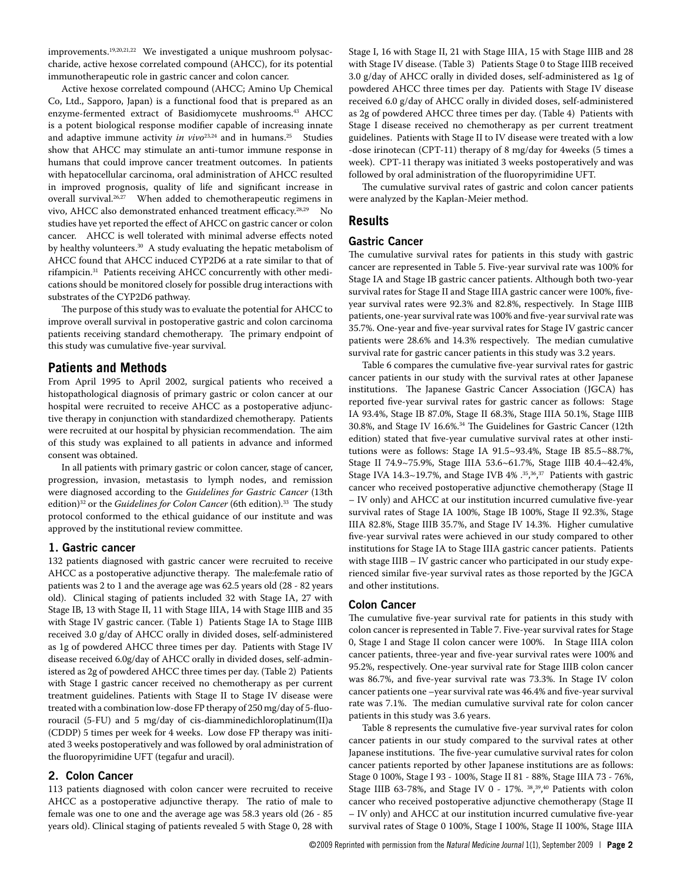improvements.[19,20,21,22] We investigated a unique mushroom polysaccharide, active hexose correlated compound (AHCC), for its potential immunotherapeutic role in gastric cancer and colon cancer.

Active hexose correlated compound (AHCC; Amino Up Chemical Co, Ltd., Sapporo, Japan) is a functional food that is prepared as an enzyme-fermented extract of Basidiomycete mushrooms.[43] AHCC is a potent biological response modifier capable of increasing innate and adaptive immune activity *in vivo*[23,24] and in humans.[25] Studies show that AHCC may stimulate an anti-tumor immune response in humans that could improve cancer treatment outcomes. In patients with hepatocellular carcinoma, oral administration of AHCC resulted in improved prognosis, quality of life and significant increase in overall survival.[26,27] When added to chemotherapeutic regimens in vivo, AHCC also demonstrated enhanced treatment efficacy.[28,29] No studies have yet reported the effect of AHCC on gastric cancer or colon cancer. AHCC is well tolerated with minimal adverse effects noted by healthy volunteers.[30] A study evaluating the hepatic metabolism of AHCC found that AHCC induced CYP2D6 at a rate similar to that of rifampicin.[31] Patients receiving AHCC concurrently with other medications should be monitored closely for possible drug interactions with substrates of the CYP2D6 pathway.

The purpose of this study was to evaluate the potential for AHCC to improve overall survival in postoperative gastric and colon carcinoma patients receiving standard chemotherapy. The primary endpoint of this study was cumulative five-year survival.

## Patients and Methods

From April 1995 to April 2002, surgical patients who received a histopathological diagnosis of primary gastric or colon cancer at our hospital were recruited to receive AHCC as a postoperative adjunctive therapy in conjunction with standardized chemotherapy. Patients were recruited at our hospital by physician recommendation. The aim of this study was explained to all patients in advance and informed consent was obtained.

In all patients with primary gastric or colon cancer, stage of cancer, progression, invasion, metastasis to lymph nodes, and remission were diagnosed according to the *Guidelines for Gastric Cancer* (13th edition)[32] or the *Guidelines for Colon Cancer* (6th edition).[33] The study protocol conformed to the ethical guidance of our institute and was approved by the institutional review committee.

### 1. Gastric cancer

132 patients diagnosed with gastric cancer were recruited to receive AHCC as a postoperative adjunctive therapy. The male:female ratio of patients was 2 to 1 and the average age was 62.5 years old (28 - 82 years old). Clinical staging of patients included 32 with Stage IA, 27 with Stage IB, 13 with Stage II, 11 with Stage IIIA, 14 with Stage IIIB and 35 with Stage IV gastric cancer. (Table 1) Patients Stage IA to Stage IIIB received 3.0 g/day of AHCC orally in divided doses, self-administered as 1g of powdered AHCC three times per day. Patients with Stage IV disease received 6.0g/day of AHCC orally in divided doses, self-administered as 2g of powdered AHCC three times per day. (Table 2) Patients with Stage I gastric cancer received no chemotherapy as per current treatment guidelines. Patients with Stage II to Stage IV disease were treated with a combination low-dose FP therapy of 250 mg/day of 5-fluorouracil (5-FU) and 5 mg/day of cis-diamminedichloroplatinum(II)a (CDDP) 5 times per week for 4 weeks. Low dose FP therapy was initiated 3 weeks postoperatively and was followed by oral administration of the fluoropyrimidine UFT (tegafur and uracil).

### 2. Colon Cancer

113 patients diagnosed with colon cancer were recruited to receive AHCC as a postoperative adjunctive therapy. The ratio of male to female was one to one and the average age was 58.3 years old (26 - 85 years old). Clinical staging of patients revealed 5 with Stage 0, 28 with Stage I, 16 with Stage II, 21 with Stage IIIA, 15 with Stage IIIB and 28 with Stage IV disease. (Table 3) Patients Stage 0 to Stage IIIB received 3.0 g/day of AHCC orally in divided doses, self-administered as 1g of powdered AHCC three times per day. Patients with Stage IV disease received 6.0 g/day of AHCC orally in divided doses, self-administered as 2g of powdered AHCC three times per day. (Table 4) Patients with Stage I disease received no chemotherapy as per current treatment guidelines. Patients with Stage II to IV disease were treated with a low -dose irinotecan (CPT-11) therapy of 8 mg/day for 4weeks (5 times a week). CPT-11 therapy was initiated 3 weeks postoperatively and was followed by oral administration of the fluoropyrimidine UFT.

The cumulative survival rates of gastric and colon cancer patients were analyzed by the Kaplan-Meier method.

## Results

### Gastric Cancer

The cumulative survival rates for patients in this study with gastric cancer are represented in Table 5. Five-year survival rate was 100% for Stage IA and Stage IB gastric cancer patients. Although both two-year survival rates for Stage II and Stage IIIA gastric cancer were 100%, five-year survival rates were 92.3% and 82.8%, respectively. In Stage IIIB patients, one-year survival rate was 100% and five-year survival rate was 35.7%. One-year and five-year survival rates for Stage IV gastric cancer patients were 28.6% and 14.3% respectively. The median cumulative survival rate for gastric cancer patients in this study was 3.2 years.

Table 6 compares the cumulative five-year survival rates for gastric cancer patients in our study with the survival rates at other Japanese institutions. The Japanese Gastric Cancer Association (JGCA) has reported five-year survival rates for gastric cancer as follows: Stage IA 93.4%, Stage IB 87.0%, Stage II 68.3%, Stage IIIA 50.1%, Stage IIIB 30.8%, and Stage IV 16.6%.[34] The Guidelines for Gastric Cancer (12th edition) stated that five-year cumulative survival rates at other institutions were as follows: Stage IA 91.5~93.4%, Stage IB 85.5~88.7%, Stage II 74.9~75.9%, Stage IIIA 53.6~61.7%, Stage IIIB 40.4~42.4%, Stage IVA 14.3~19.7%, and Stage IVB 4% .[35,36,37] Patients with gastric cancer who received postoperative adjunctive chemotherapy (Stage II – IV only) and AHCC at our institution incurred cumulative five-year survival rates of Stage IA 100%, Stage IB 100%, Stage II 92.3%, Stage IIIA 82.8%, Stage IIIB 35.7%, and Stage IV 14.3%. Higher cumulative five-year survival rates were achieved in our study compared to other institutions for Stage IA to Stage IIIA gastric cancer patients. Patients with stage IIIB – IV gastric cancer who participated in our study experienced similar five-year survival rates as those reported by the JGCA and other institutions.

### Colon Cancer

The cumulative five-year survival rate for patients in this study with colon cancer is represented in Table 7. Five-year survival rates for Stage 0, Stage I and Stage II colon cancer were 100%. In Stage IIIA colon cancer patients, three-year and five-year survival rates were 100% and 95.2%, respectively. One-year survival rate for Stage IIIB colon cancer was 86.7%, and five-year survival rate was 73.3%. In Stage IV colon cancer patients one –year survival rate was 46.4% and five-year survival rate was 7.1%. The median cumulative survival rate for colon cancer patients in this study was 3.6 years.

Table 8 represents the cumulative five-year survival rates for colon cancer patients in our study compared to the survival rates at other Japanese institutions. The five-year cumulative survival rates for colon cancer patients reported by other Japanese institutions are as follows: Stage 0 100%, Stage I 93 - 100%, Stage II 81 - 88%, Stage IIIA 73 - 76%, Stage IIIB 63-78%, and Stage IV 0 - 17%. [38,39,40] Patients with colon cancer who received postoperative adjunctive chemotherapy (Stage II – IV only) and AHCC at our institution incurred cumulative five-year survival rates of Stage 0 100%, Stage I 100%, Stage II 100%, Stage IIIA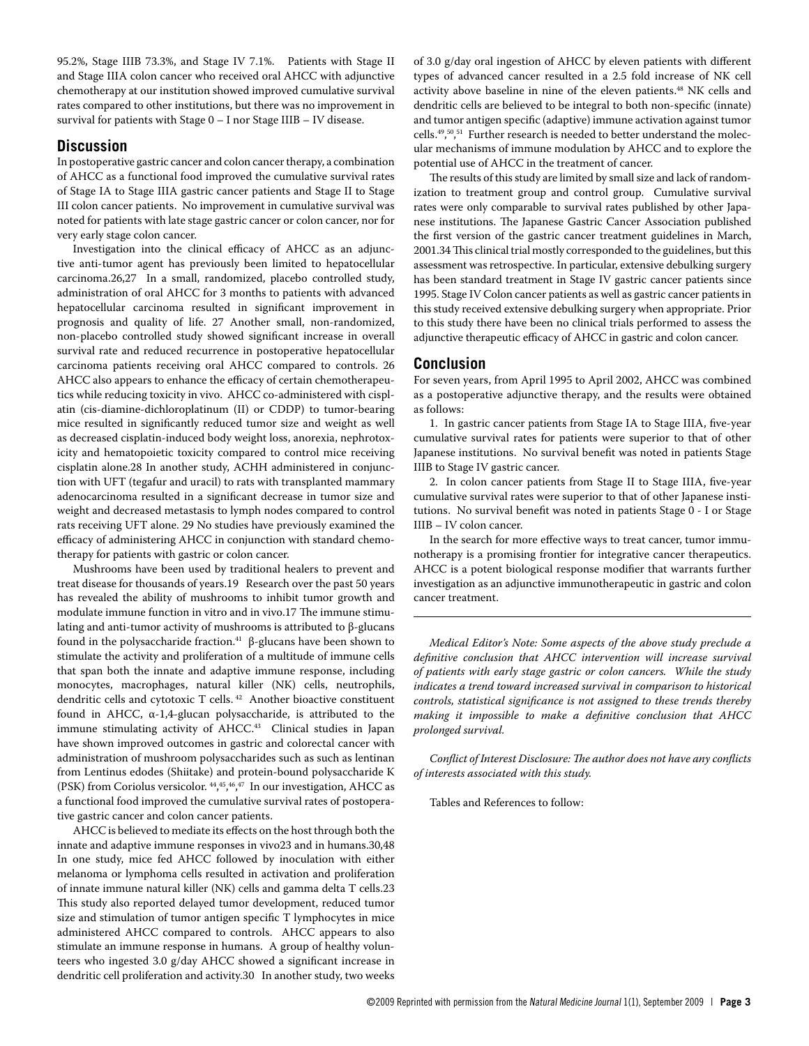95.2%, Stage IIIB 73.3%, and Stage IV 7.1%. Patients with Stage II and Stage IIIA colon cancer who received oral AHCC with adjunctive chemotherapy at our institution showed improved cumulative survival rates compared to other institutions, but there was no improvement in survival for patients with Stage 0 – I nor Stage IIIB – IV disease.

## Discussion

In postoperative gastric cancer and colon cancer therapy, a combination of AHCC as a functional food improved the cumulative survival rates of Stage IA to Stage IIIA gastric cancer patients and Stage II to Stage III colon cancer patients. No improvement in cumulative survival was noted for patients with late stage gastric cancer or colon cancer, nor for very early stage colon cancer.

Investigation into the clinical efficacy of AHCC as an adjunctive anti-tumor agent has previously been limited to hepatocellular carcinoma.26,27 In a small, randomized, placebo controlled study, administration of oral AHCC for 3 months to patients with advanced hepatocellular carcinoma resulted in significant improvement in prognosis and quality of life. 27 Another small, non-randomized, non-placebo controlled study showed significant increase in overall survival rate and reduced recurrence in postoperative hepatocellular carcinoma patients receiving oral AHCC compared to controls. 26 AHCC also appears to enhance the efficacy of certain chemotherapeutics while reducing toxicity in vivo. AHCC co-administered with cisplatin (cis-diamine-dichloroplatinum (II) or CDDP) to tumor-bearing mice resulted in significantly reduced tumor size and weight as well as decreased cisplatin-induced body weight loss, anorexia, nephrotoxicity and hematopoietic toxicity compared to control mice receiving cisplatin alone.28 In another study, ACHH administered in conjunction with UFT (tegafur and uracil) to rats with transplanted mammary adenocarcinoma resulted in a significant decrease in tumor size and weight and decreased metastasis to lymph nodes compared to control rats receiving UFT alone. 29 No studies have previously examined the efficacy of administering AHCC in conjunction with standard chemotherapy for patients with gastric or colon cancer.

Mushrooms have been used by traditional healers to prevent and treat disease for thousands of years.19 Research over the past 50 years has revealed the ability of mushrooms to inhibit tumor growth and modulate immune function in vitro and in vivo.17 The immune stimulating and anti-tumor activity of mushrooms is attributed to β-glucans found in the polysaccharide fraction.[41] β-glucans have been shown to stimulate the activity and proliferation of a multitude of immune cells that span both the innate and adaptive immune response, including monocytes, macrophages, natural killer (NK) cells, neutrophils, dendritic cells and cytotoxic T cells.[42] Another bioactive constituent found in AHCC, α-1,4-glucan polysaccharide, is attributed to the immune stimulating activity of AHCC.[43] Clinical studies in Japan have shown improved outcomes in gastric and colorectal cancer with administration of mushroom polysaccharides such as such as lentinan from Lentinus edodes (Shiitake) and protein-bound polysaccharide K (PSK) from Coriolus versicolor.[44,45,46,47] In our investigation, AHCC as a functional food improved the cumulative survival rates of postoperative gastric cancer and colon cancer patients.

AHCC is believed to mediate its effects on the host through both the innate and adaptive immune responses in vivo23 and in humans.30,48 In one study, mice fed AHCC followed by inoculation with either melanoma or lymphoma cells resulted in activation and proliferation of innate immune natural killer (NK) cells and gamma delta T cells.23 This study also reported delayed tumor development, reduced tumor size and stimulation of tumor antigen specific T lymphocytes in mice administered AHCC compared to controls. AHCC appears to also stimulate an immune response in humans. A group of healthy volunteers who ingested 3.0 g/day AHCC showed a significant increase in dendritic cell proliferation and activity.30 In another study, two weeks of 3.0 g/day oral ingestion of AHCC by eleven patients with different types of advanced cancer resulted in a 2.5 fold increase of NK cell activity above baseline in nine of the eleven patients.[48] NK cells and dendritic cells are believed to be integral to both non-specific (innate) and tumor antigen specific (adaptive) immune activation against tumor cells.[49,50,51] Further research is needed to better understand the molecular mechanisms of immune modulation by AHCC and to explore the potential use of AHCC in the treatment of cancer.

The results of this study are limited by small size and lack of randomization to treatment group and control group. Cumulative survival rates were only comparable to survival rates published by other Japanese institutions. The Japanese Gastric Cancer Association published the first version of the gastric cancer treatment guidelines in March, 2001.34 This clinical trial mostly corresponded to the guidelines, but this assessment was retrospective. In particular, extensive debulking surgery has been standard treatment in Stage IV gastric cancer patients since 1995. Stage IV Colon cancer patients as well as gastric cancer patients in this study received extensive debulking surgery when appropriate. Prior to this study there have been no clinical trials performed to assess the adjunctive therapeutic efficacy of AHCC in gastric and colon cancer.

## Conclusion

For seven years, from April 1995 to April 2002, AHCC was combined as a postoperative adjunctive therapy, and the results were obtained as follows:

1. In gastric cancer patients from Stage IA to Stage IIIA, five-year cumulative survival rates for patients were superior to that of other Japanese institutions. No survival benefit was noted in patients Stage IIIB to Stage IV gastric cancer.

2. In colon cancer patients from Stage II to Stage IIIA, five-year cumulative survival rates were superior to that of other Japanese institutions. No survival benefit was noted in patients Stage 0 - I or Stage IIIB – IV colon cancer.

In the search for more effective ways to treat cancer, tumor immunotherapy is a promising frontier for integrative cancer therapeutics. AHCC is a potent biological response modifier that warrants further investigation as an adjunctive immunotherapeutic in gastric and colon cancer treatment.

---

*Medical Editor's Note: Some aspects of the above study preclude a definitive conclusion that AHCC intervention will increase survival of patients with early stage gastric or colon cancers. While the study indicates a trend toward increased survival in comparison to historical controls, statistical significance is not assigned to these trends thereby making it impossible to make a definitive conclusion that AHCC prolonged survival.*

*Conflict of Interest Disclosure: The author does not have any conflicts of interests associated with this study.*

Tables and References to follow: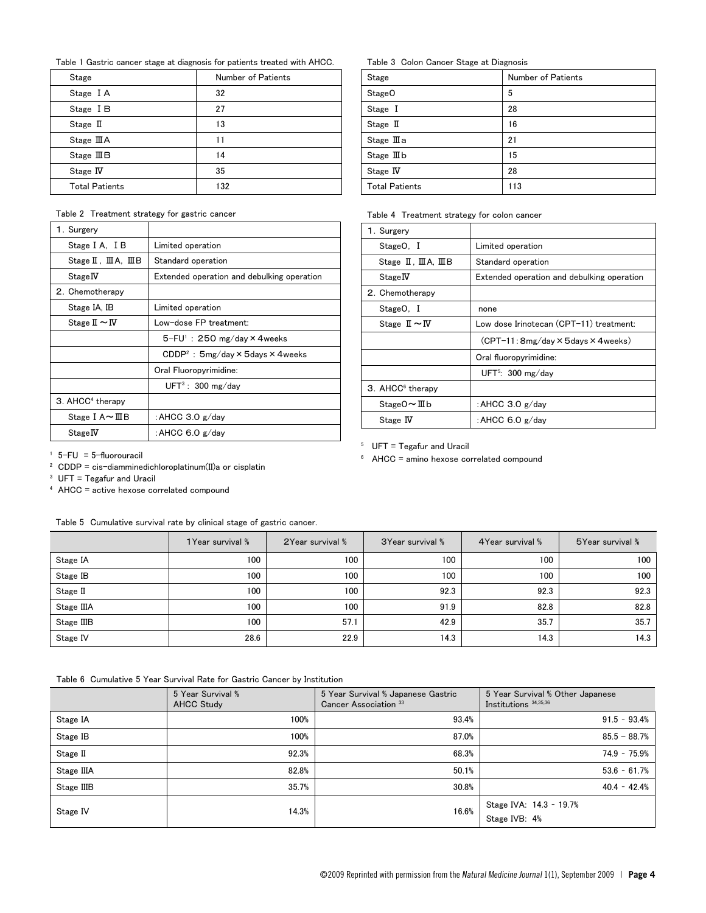Table 1 Gastric cancer stage at diagnosis for patients treated with AHCC.

| Stage | Number of Patients |
|---|---|
| Stage ⅠA | 32 |
| Stage ⅠB | 27 |
| Stage Ⅱ | 13 |
| Stage ⅢA | 11 |
| Stage ⅢB | 14 |
| Stage Ⅳ | 35 |
| Total Patients | 132 |

Table 2 Treatment strategy for gastric cancer

| 1. Surgery | |
|---|---|
| Stage ⅠA, ⅠB | Limited operation |
| Stage Ⅱ, ⅢA, ⅢB | Standard operation |
| StageⅣ | Extended operation and debulking operation |
| 2. Chemotherapy | |
| Stage IA, IB | Limited operation |
| Stage Ⅱ～Ⅳ | Low-dose FP treatment: |
| | 5-FU[1] : 250 mg/day×4weeks |
| | CDDP[2] : 5mg/day×5days×4weeks |
| | Oral Fluoropyrimidine: |
| | UFT[3] : 300 mg/day |
| 3. AHCC[4] therapy | |
| Stage ⅠA～ⅢB | :AHCC 3.0 g/day |
| StageⅣ | :AHCC 6.0 g/day |

[1] 5-FU = 5-fluorouracil

[2] CDDP = cis-diamminedichloroplatinum(II)a or cisplatin

[3] UFT = Tegafur and Uracil

[4] AHCC = active hexose correlated compound

Table 3 Colon Cancer Stage at Diagnosis

| Stage | Number of Patients |
|---|---|
| Stage0 | 5 |
| Stage Ⅰ | 28 |
| Stage Ⅱ | 16 |
| Stage Ⅲa | 21 |
| Stage Ⅲb | 15 |
| Stage Ⅳ | 28 |
| Total Patients | 113 |

Table 4 Treatment strategy for colon cancer

| 1. Surgery | |
|---|---|
| Stage0, Ⅰ | Limited operation |
| Stage Ⅱ, ⅢA, ⅢB | Standard operation |
| StageⅣ | Extended operation and debulking operation |
| 2. Chemotherapy | |
| Stage0, Ⅰ | none |
| Stage Ⅱ～Ⅳ | Low dose Irinotecan (CPT-11) treatment: |
| | (CPT-11: 8mg/day×5days×4weeks) |
| | Oral fluoropyrimidine: |
| | UFT[5]: 300 mg/day |
| 3. AHCC[6] therapy | |
| Stage0～Ⅲb | :AHCC 3.0 g/day |
| Stage Ⅳ | :AHCC 6.0 g/day |

[5] UFT = Tegafur and Uracil

[6] AHCC = amino hexose correlated compound

Table 5 Cumulative survival rate by clinical stage of gastric cancer.

| | 1Year survival % | 2Year survival % | 3Year survival % | 4Year survival % | 5Year survival % |
|---|---|---|---|---|---|
| Stage IA | 100 | 100 | 100 | 100 | 100 |
| Stage IB | 100 | 100 | 100 | 100 | 100 |
| Stage II | 100 | 100 | 92.3 | 92.3 | 92.3 |
| Stage IIIA | 100 | 100 | 91.9 | 82.8 | 82.8 |
| Stage IIIB | 100 | 57.1 | 42.9 | 35.7 | 35.7 |
| Stage IV | 28.6 | 22.9 | 14.3 | 14.3 | 14.3 |

Table 6 Cumulative 5 Year Survival Rate for Gastric Cancer by Institution

| | 5 Year Survival % AHCC Study | 5 Year Survival % Japanese Gastric Cancer Association [33] | 5 Year Survival % Other Japanese Institutions [34,35,36] |
|---|---|---|---|
| Stage IA | 100% | 93.4% | 91.5 - 93.4% |
| Stage IB | 100% | 87.0% | 85.5 - 88.7% |
| Stage II | 92.3% | 68.3% | 74.9 - 75.9% |
| Stage IIIA | 82.8% | 50.1% | 53.6 - 61.7% |
| Stage IIIB | 35.7% | 30.8% | 40.4 - 42.4% |
| Stage IV | 14.3% | 16.6% | Stage IVA: 14.3 - 19.7%<br>Stage IVB: 4% |

©2009 Reprinted with permission from the *Natural Medicine Journal* 1(1), September 2009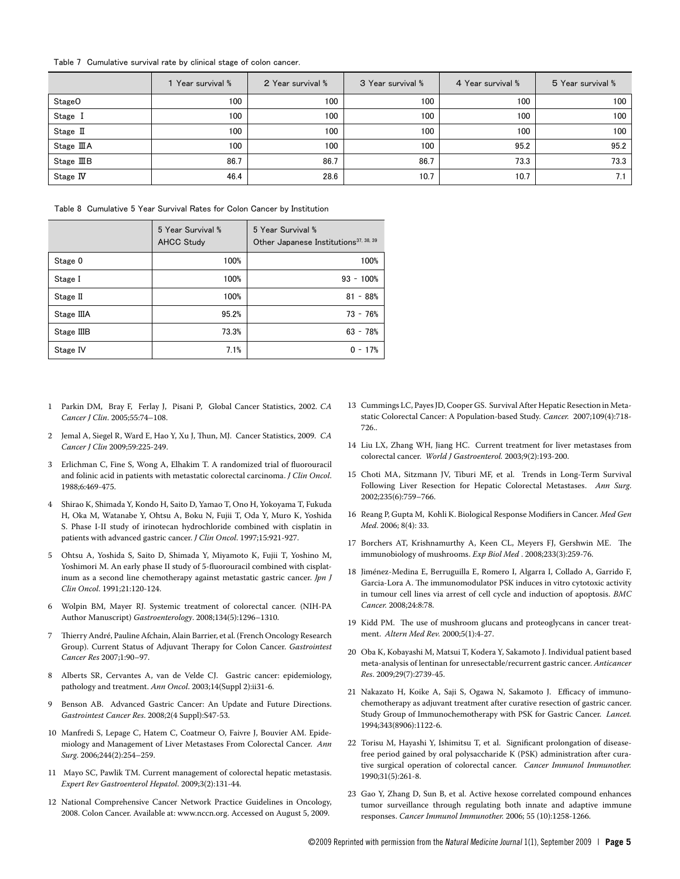Table 7 Cumulative survival rate by clinical stage of colon cancer.

| | 1 Year survival % | 2 Year survival % | 3 Year survival % | 4 Year survival % | 5 Year survival % |
|---|---|---|---|---|---|
| Stage0 | 100 | 100 | 100 | 100 | 100 |
| Stage Ⅰ | 100 | 100 | 100 | 100 | 100 |
| Stage Ⅱ | 100 | 100 | 100 | 100 | 100 |
| Stage ⅢA | 100 | 100 | 100 | 95.2 | 95.2 |
| Stage ⅢB | 86.7 | 86.7 | 86.7 | 73.3 | 73.3 |
| Stage Ⅳ | 46.4 | 28.6 | 10.7 | 10.7 | 7.1 |

Table 8 Cumulative 5 Year Survival Rates for Colon Cancer by Institution

| | 5 Year Survival % AHCC Study | 5 Year Survival % Other Japanese Institutions[37, 38, 39] |
|---|---|---|
| Stage 0 | 100% | 100% |
| Stage I | 100% | 93 - 100% |
| Stage II | 100% | 81 - 88% |
| Stage IIIA | 95.2% | 73 - 76% |
| Stage IIIB | 73.3% | 63 - 78% |
| Stage IV | 7.1% | 0 - 17% |

1 Parkin DM, Bray F, Ferlay J, Pisani P, Global Cancer Statistics, 2002. *CA Cancer J Clin*. 2005;55:74–108.

2 Jemal A, Siegel R, Ward E, Hao Y, Xu J, Thun, MJ. Cancer Statistics, 2009. *CA Cancer J Clin* 2009;59:225-249.

3 Erlichman C, Fine S, Wong A, Elhakim T. A randomized trial of fluorouracil and folinic acid in patients with metastatic colorectal carcinoma. *J Clin Oncol*. 1988;6:469-475.

4 Shirao K, Shimada Y, Kondo H, Saito D, Yamao T, Ono H, Yokoyama T, Fukuda H, Oka M, Watanabe Y, Ohtsu A, Boku N, Fujii T, Oda Y, Muro K, Yoshida S. Phase I-II study of irinotecan hydrochloride combined with cisplatin in patients with advanced gastric cancer. *J Clin Oncol*. 1997;15:921-927.

5 Ohtsu A, Yoshida S, Saito D, Shimada Y, Miyamoto K, Fujii T, Yoshino M, Yoshimori M. An early phase II study of 5-fluorouracil combined with cisplatinum as a second line chemotherapy against metastatic gastric cancer. *Jpn J Clin Oncol*. 1991;21:120-124.

6 Wolpin BM, Mayer RJ. Systemic treatment of colorectal cancer. (NIH-PA Author Manuscript) *Gastroenterology*. 2008;134(5):1296–1310.

7 Thierry André, Pauline Afchain, Alain Barrier, et al. (French Oncology Research Group). Current Status of Adjuvant Therapy for Colon Cancer. *Gastrointest Cancer Res* 2007;1:90–97.

8 Alberts SR, Cervantes A, van de Velde CJ. Gastric cancer: epidemiology, pathology and treatment. *Ann Oncol*. 2003;14(Suppl 2):ii31-6.

9 Benson AB. Advanced Gastric Cancer: An Update and Future Directions. *Gastrointest Cancer Res*. 2008;2(4 Suppl):S47-53.

10 Manfredi S, Lepage C, Hatem C, Coatmeur O, Faivre J, Bouvier AM. Epidemiology and Management of Liver Metastases From Colorectal Cancer. *Ann Surg*. 2006;244(2):254–259.

11 Mayo SC, Pawlik TM. Current management of colorectal hepatic metastasis. *Expert Rev Gastroenterol Hepatol*. 2009;3(2):131-44.

12 National Comprehensive Cancer Network Practice Guidelines in Oncology, 2008. Colon Cancer. Available at: www.nccn.org. Accessed on August 5, 2009.

13 Cummings LC, Payes JD, Cooper GS. Survival After Hepatic Resection in Metastatic Colorectal Cancer: A Population-based Study. *Cancer*. 2007;109(4):718-726..

14 Liu LX, Zhang WH, Jiang HC. Current treatment for liver metastases from colorectal cancer. *World J Gastroenterol*. 2003;9(2):193-200.

15 Choti MA, Sitzmann JV, Tiburi MF, et al. Trends in Long-Term Survival Following Liver Resection for Hepatic Colorectal Metastases. *Ann Surg*. 2002;235(6):759–766.

16 Reang P, Gupta M, Kohli K. Biological Response Modifiers in Cancer. *Med Gen Med*. 2006; 8(4): 33.

17 Borchers AT, Krishnamurthy A, Keen CL, Meyers FJ, Gershwin ME. The immunobiology of mushrooms. *Exp Biol Med* . 2008;233(3):259-76.

18 Jiménez-Medina E, Berruguilla E, Romero I, Algarra I, Collado A, Garrido F, Garcia-Lora A. The immunomodulator PSK induces in vitro cytotoxic activity in tumour cell lines via arrest of cell cycle and induction of apoptosis. *BMC Cancer*. 2008;24:8:78.

19 Kidd PM. The use of mushroom glucans and proteoglycans in cancer treatment. *Altern Med Rev*. 2000;5(1):4-27.

20 Oba K, Kobayashi M, Matsui T, Kodera Y, Sakamoto J. Individual patient based meta-analysis of lentinan for unresectable/recurrent gastric cancer. *Anticancer Res*. 2009;29(7):2739-45.

21 Nakazato H, Koike A, Saji S, Ogawa N, Sakamoto J. Efficacy of immunochemotherapy as adjuvant treatment after curative resection of gastric cancer. Study Group of Immunochemotherapy with PSK for Gastric Cancer. *Lancet*. 1994;343(8906):1122-6.

22 Torisu M, Hayashi Y, Ishimitsu T, et al. Significant prolongation of disease-free period gained by oral polysaccharide K (PSK) administration after curative surgical operation of colorectal cancer. *Cancer Immunol Immunother*. 1990;31(5):261-8.

23 Gao Y, Zhang D, Sun B, et al. Active hexose correlated compound enhances tumor surveillance through regulating both innate and adaptive immune responses. *Cancer Immunol Immunother*. 2006; 55 (10):1258-1266.

©2009 Reprinted with permission from the *Natural Medicine Journal* 1(1), September 2009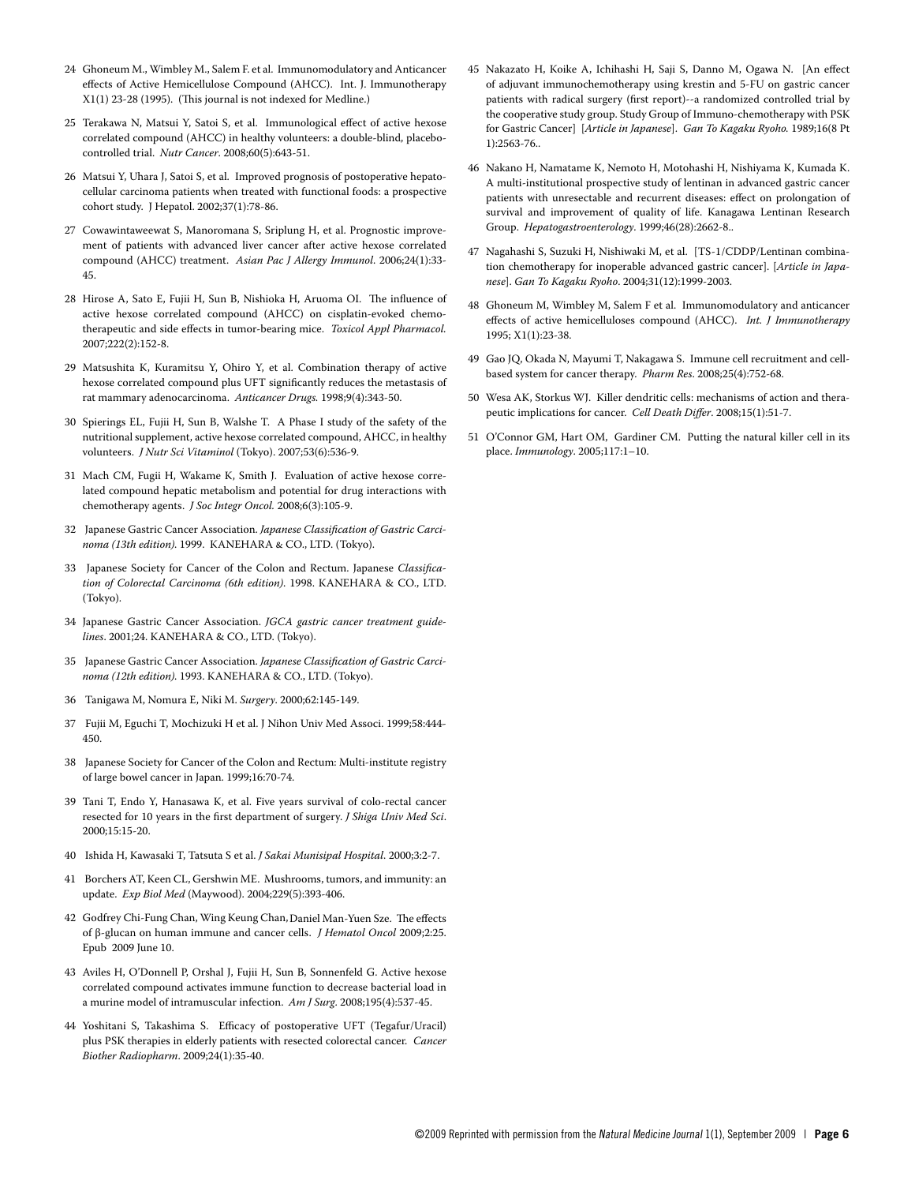24 Ghoneum M., Wimbley M., Salem F. et al. Immunomodulatory and Anticancer effects of Active Hemicellulose Compound (AHCC). Int. J. Immunotherapy X1(1) 23-28 (1995). (This journal is not indexed for Medline.)

25 Terakawa N, Matsui Y, Satoi S, et al. Immunological effect of active hexose correlated compound (AHCC) in healthy volunteers: a double-blind, placebo-controlled trial. *Nutr Cancer*. 2008;60(5):643-51.

26 Matsui Y, Uhara J, Satoi S, et al. Improved prognosis of postoperative hepatocellular carcinoma patients when treated with functional foods: a prospective cohort study. J Hepatol. 2002;37(1):78-86.

27 Cowawintaweewat S, Manoromana S, Sriplung H, et al. Prognostic improvement of patients with advanced liver cancer after active hexose correlated compound (AHCC) treatment. *Asian Pac J Allergy Immunol*. 2006;24(1):33-45.

28 Hirose A, Sato E, Fujii H, Sun B, Nishioka H, Aruoma OI. The influence of active hexose correlated compound (AHCC) on cisplatin-evoked chemotherapeutic and side effects in tumor-bearing mice. *Toxicol Appl Pharmacol.* 2007;222(2):152-8.

29 Matsushita K, Kuramitsu Y, Ohiro Y, et al. Combination therapy of active hexose correlated compound plus UFT significantly reduces the metastasis of rat mammary adenocarcinoma. *Anticancer Drugs.* 1998;9(4):343-50.

30 Spierings EL, Fujii H, Sun B, Walshe T. A Phase I study of the safety of the nutritional supplement, active hexose correlated compound, AHCC, in healthy volunteers. *J Nutr Sci Vitaminol* (Tokyo). 2007;53(6):536-9.

31 Mach CM, Fugii H, Wakame K, Smith J. Evaluation of active hexose correlated compound hepatic metabolism and potential for drug interactions with chemotherapy agents. *J Soc Integr Oncol.* 2008;6(3):105-9.

32 Japanese Gastric Cancer Association. *Japanese Classification of Gastric Carcinoma (13th edition).* 1999. KANEHARA & CO., LTD. (Tokyo).

33 Japanese Society for Cancer of the Colon and Rectum. Japanese *Classification of Colorectal Carcinoma (6th edition)*. 1998. KANEHARA & CO., LTD. (Tokyo).

34 Japanese Gastric Cancer Association. *JGCA gastric cancer treatment guidelines*. 2001;24. KANEHARA & CO., LTD. (Tokyo).

35 Japanese Gastric Cancer Association. *Japanese Classification of Gastric Carcinoma (12th edition).* 1993. KANEHARA & CO., LTD. (Tokyo).

36 Tanigawa M, Nomura E, Niki M. *Surgery*. 2000;62:145-149.

37 Fujii M, Eguchi T, Mochizuki H et al. J Nihon Univ Med Associ. 1999;58:444-450.

38 Japanese Society for Cancer of the Colon and Rectum: Multi-institute registry of large bowel cancer in Japan. 1999;16:70-74.

39 Tani T, Endo Y, Hanasawa K, et al. Five years survival of colo-rectal cancer resected for 10 years in the first department of surgery. *J Shiga Univ Med Sci*. 2000;15:15-20.

40 Ishida H, Kawasaki T, Tatsuta S et al. *J Sakai Munisipal Hospital*. 2000;3:2-7.

41 Borchers AT, Keen CL, Gershwin ME. Mushrooms, tumors, and immunity: an update. *Exp Biol Med* (Maywood). 2004;229(5):393-406.

42 Godfrey Chi-Fung Chan, Wing Keung Chan, Daniel Man-Yuen Sze. The effects of β-glucan on human immune and cancer cells. *J Hematol Oncol* 2009;2:25. Epub 2009 June 10.

43 Aviles H, O'Donnell P, Orshal J, Fujii H, Sun B, Sonnenfeld G. Active hexose correlated compound activates immune function to decrease bacterial load in a murine model of intramuscular infection. *Am J Surg*. 2008;195(4):537-45.

44 Yoshitani S, Takashima S. Efficacy of postoperative UFT (Tegafur/Uracil) plus PSK therapies in elderly patients with resected colorectal cancer. *Cancer Biother Radiopharm*. 2009;24(1):35-40.

45 Nakazato H, Koike A, Ichihashi H, Saji S, Danno M, Ogawa N. [An effect of adjuvant immunochemotherapy using krestin and 5-FU on gastric cancer patients with radical surgery (first report)--a randomized controlled trial by the cooperative study group. Study Group of Immuno-chemotherapy with PSK for Gastric Cancer] [*Article in Japanese*]. *Gan To Kagaku Ryoho.* 1989;16(8 Pt 1):2563-76..

46 Nakano H, Namatame K, Nemoto H, Motohashi H, Nishiyama K, Kumada K. A multi-institutional prospective study of lentinan in advanced gastric cancer patients with unresectable and recurrent diseases: effect on prolongation of survival and improvement of quality of life. Kanagawa Lentinan Research Group. *Hepatogastroenterology*. 1999;46(28):2662-8..

47 Nagahashi S, Suzuki H, Nishiwaki M, et al. [TS-1/CDDP/Lentinan combination chemotherapy for inoperable advanced gastric cancer]. [*Article in Japanese*]. *Gan To Kagaku Ryoho*. 2004;31(12):1999-2003.

48 Ghoneum M, Wimbley M, Salem F et al. Immunomodulatory and anticancer effects of active hemicelluloses compound (AHCC). *Int. J Immunotherapy* 1995; X1(1):23-38.

49 Gao JQ, Okada N, Mayumi T, Nakagawa S. Immune cell recruitment and cell-based system for cancer therapy. *Pharm Res*. 2008;25(4):752-68.

50 Wesa AK, Storkus WJ. Killer dendritic cells: mechanisms of action and therapeutic implications for cancer. *Cell Death Differ*. 2008;15(1):51-7.

51 O'Connor GM, Hart OM, Gardiner CM. Putting the natural killer cell in its place. *Immunology*. 2005;117:1–10.

©2009 Reprinted with permission from the *Natural Medicine Journal* 1(1), September 2009